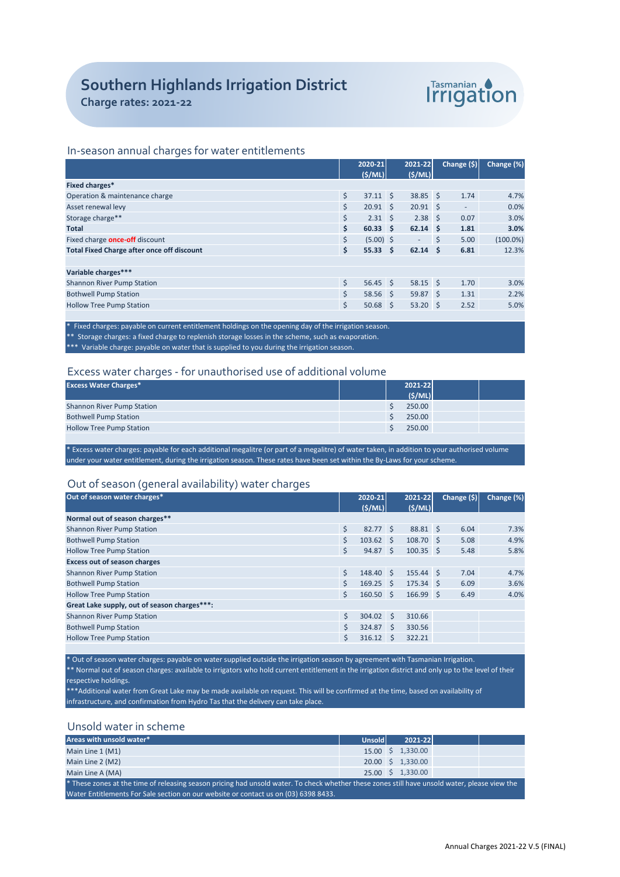# Southern Highlands Irrigation District

**Charge rates: 2021-22**

Tasmanian Irrigation

## In-season annual charges for water entitlements

| | 2020-21 ($/ML) | 2021-22 ($/ML) | Change ($) | Change (%) |
|---|---|---|---|---|
| **Fixed charges*** | | | | |
| Operation & maintenance charge | $ 37.11 | $ 38.85 | $ 1.74 | 4.7% |
| Asset renewal levy | $ 20.91 | $ 20.91 | $ - | 0.0% |
| Storage charge** | $ 2.31 | $ 2.38 | $ 0.07 | 3.0% |
| **Total** | **$ 60.33** | **$ 62.14** | **$ 1.81** | **3.0%** |
| Fixed charge **once-off** discount | $ (5.00) | $ - | $ 5.00 | (100.0%) |
| **Total Fixed Charge after once off discount** | **$ 55.33** | **$ 62.14** | **$ 6.81** | 12.3% |
| | | | | |
| **Variable charges***** | | | | |
| Shannon River Pump Station | $ 56.45 | $ 58.15 | $ 1.70 | 3.0% |
| Bothwell Pump Station | $ 58.56 | $ 59.87 | $ 1.31 | 2.2% |
| Hollow Tree Pump Station | $ 50.68 | $ 53.20 | $ 2.52 | 5.0% |

\* Fixed charges: payable on current entitlement holdings on the opening day of the irrigation season.
** Storage charges: a fixed charge to replenish storage losses in the scheme, such as evaporation.
*** Variable charge: payable on water that is supplied to you during the irrigation season.

## Excess water charges - for unauthorised use of additional volume

| Excess Water Charges* | 2021-22 ($/ML) |
|---|---|
| Shannon River Pump Station | $ 250.00 |
| Bothwell Pump Station | $ 250.00 |
| Hollow Tree Pump Station | $ 250.00 |

\* Excess water charges: payable for each additional megalitre (or part of a megalitre) of water taken, in addition to your authorised volume under your water entitlement, during the irrigation season. These rates have been set within the By-Laws for your scheme.

## Out of season (general availability) water charges

| Out of season water charges* | 2020-21 ($/ML) | 2021-22 ($/ML) | Change ($) | Change (%) |
|---|---|---|---|---|
| **Normal out of season charges**** | | | | |
| Shannon River Pump Station | $ 82.77 | $ 88.81 | $ 6.04 | 7.3% |
| Bothwell Pump Station | $ 103.62 | $ 108.70 | $ 5.08 | 4.9% |
| Hollow Tree Pump Station | $ 94.87 | $ 100.35 | $ 5.48 | 5.8% |
| **Excess out of season charges** | | | | |
| Shannon River Pump Station | $ 148.40 | $ 155.44 | $ 7.04 | 4.7% |
| Bothwell Pump Station | $ 169.25 | $ 175.34 | $ 6.09 | 3.6% |
| Hollow Tree Pump Station | $ 160.50 | $ 166.99 | $ 6.49 | 4.0% |
| **Great Lake supply, out of season charges*****: | | | | |
| Shannon River Pump Station | $ 304.02 | $ 310.66 | | |
| Bothwell Pump Station | $ 324.87 | $ 330.56 | | |
| Hollow Tree Pump Station | $ 316.12 | $ 322.21 | | |

\* Out of season water charges: payable on water supplied outside the irrigation season by agreement with Tasmanian Irrigation.
** Normal out of season charges: available to irrigators who hold current entitlement in the irrigation district and only up to the level of their respective holdings.
***Additional water from Great Lake may be made available on request. This will be confirmed at the time, based on availability of infrastructure, and confirmation from Hydro Tas that the delivery can take place.

## Unsold water in scheme

| Areas with unsold water* | Unsold | 2021-22 |
|---|---|---|
| Main Line 1 (M1) | 15.00 | $ 1,330.00 |
| Main Line 2 (M2) | 20.00 | $ 1,330.00 |
| Main Line A (MA) | 25.00 | $ 1,330.00 |

\* These zones at the time of releasing season pricing had unsold water. To check whether these zones still have unsold water, please view the Water Entitlements For Sale section on our website or contact us on (03) 6398 8433.

Annual Charges 2021-22 V.5 (FINAL)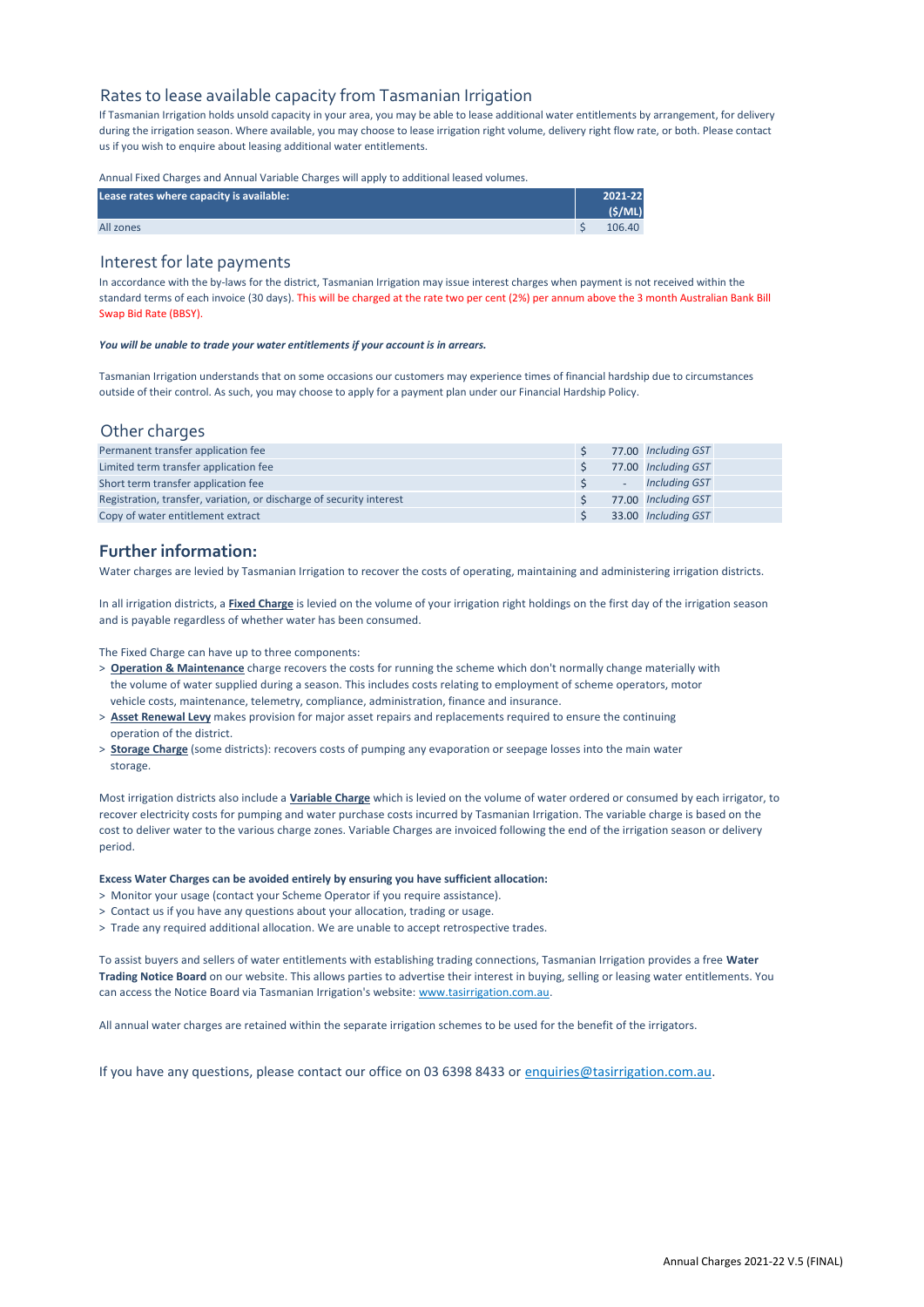## Rates to lease available capacity from Tasmanian Irrigation

If Tasmanian Irrigation holds unsold capacity in your area, you may be able to lease additional water entitlements by arrangement, for delivery during the irrigation season. Where available, you may choose to lease irrigation right volume, delivery right flow rate, or both. Please contact us if you wish to enquire about leasing additional water entitlements.

Annual Fixed Charges and Annual Variable Charges will apply to additional leased volumes.

| Lease rates where capacity is available: | | 2021-22 ($/ML) |
|---|---|---|
| All zones | $ | 106.40 |

## Interest for late payments

In accordance with the by-laws for the district, Tasmanian Irrigation may issue interest charges when payment is not received within the standard terms of each invoice (30 days). This will be charged at the rate two per cent (2%) per annum above the 3 month Australian Bank Bill Swap Bid Rate (BBSY).

***You will be unable to trade your water entitlements if your account is in arrears.***

Tasmanian Irrigation understands that on some occasions our customers may experience times of financial hardship due to circumstances outside of their control. As such, you may choose to apply for a payment plan under our Financial Hardship Policy.

## Other charges

| | | | |
|---|---|---|---|
| Permanent transfer application fee | $ | 77.00 | *Including GST* |
| Limited term transfer application fee | $ | 77.00 | *Including GST* |
| Short term transfer application fee | $ | - | *Including GST* |
| Registration, transfer, variation, or discharge of security interest | $ | 77.00 | *Including GST* |
| Copy of water entitlement extract | $ | 33.00 | *Including GST* |

## Further information:

Water charges are levied by Tasmanian Irrigation to recover the costs of operating, maintaining and administering irrigation districts.

In all irrigation districts, a **Fixed Charge** is levied on the volume of your irrigation right holdings on the first day of the irrigation season and is payable regardless of whether water has been consumed.

The Fixed Charge can have up to three components:

> **Operation & Maintenance** charge recovers the costs for running the scheme which don't normally change materially with the volume of water supplied during a season. This includes costs relating to employment of scheme operators, motor vehicle costs, maintenance, telemetry, compliance, administration, finance and insurance.

> **Asset Renewal Levy** makes provision for major asset repairs and replacements required to ensure the continuing operation of the district.

> **Storage Charge** (some districts): recovers costs of pumping any evaporation or seepage losses into the main water storage.

Most irrigation districts also include a **Variable Charge** which is levied on the volume of water ordered or consumed by each irrigator, to recover electricity costs for pumping and water purchase costs incurred by Tasmanian Irrigation. The variable charge is based on the cost to deliver water to the various charge zones. Variable Charges are invoiced following the end of the irrigation season or delivery period.

**Excess Water Charges can be avoided entirely by ensuring you have sufficient allocation:**

> Monitor your usage (contact your Scheme Operator if you require assistance).

> Contact us if you have any questions about your allocation, trading or usage.

> Trade any required additional allocation. We are unable to accept retrospective trades.

To assist buyers and sellers of water entitlements with establishing trading connections, Tasmanian Irrigation provides a free **Water Trading Notice Board** on our website. This allows parties to advertise their interest in buying, selling or leasing water entitlements. You can access the Notice Board via Tasmanian Irrigation's website: www.tasirrigation.com.au.

All annual water charges are retained within the separate irrigation schemes to be used for the benefit of the irrigators.

If you have any questions, please contact our office on 03 6398 8433 or enquiries@tasirrigation.com.au.